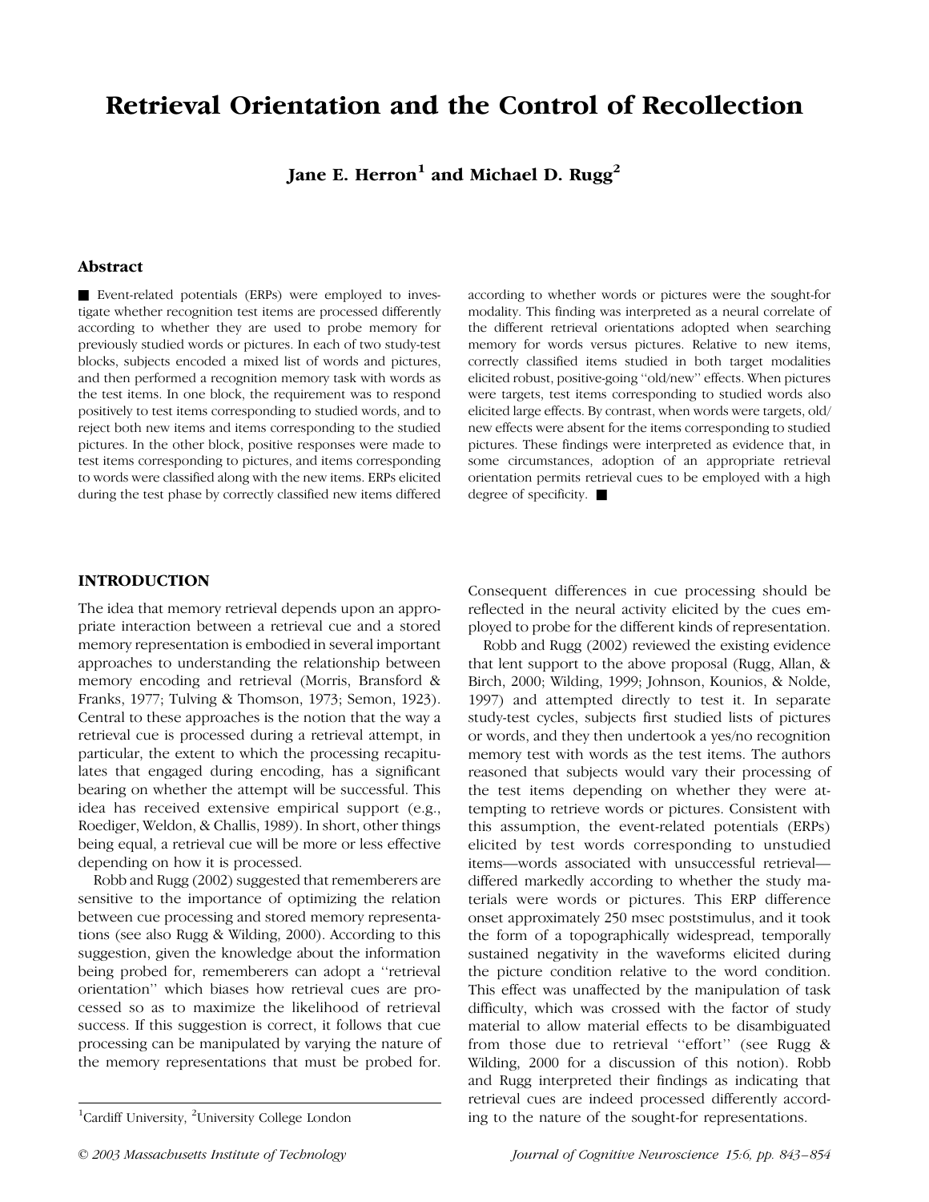# Retrieval Orientation and the Control of Recollection

**Jane E. Herron[1] and Michael D. Rugg[2]**

## Abstract

■ Event-related potentials (ERPs) were employed to investigate whether recognition test items are processed differently according to whether they are used to probe memory for previously studied words or pictures. In each of two study-test blocks, subjects encoded a mixed list of words and pictures, and then performed a recognition memory task with words as the test items. In one block, the requirement was to respond positively to test items corresponding to studied words, and to reject both new items and items corresponding to the studied pictures. In the other block, positive responses were made to test items corresponding to pictures, and items corresponding to words were classified along with the new items. ERPs elicited during the test phase by correctly classified new items differed according to whether words or pictures were the sought-for modality. This finding was interpreted as a neural correlate of the different retrieval orientations adopted when searching memory for words versus pictures. Relative to new items, correctly classified items studied in both target modalities elicited robust, positive-going ''old/new'' effects. When pictures were targets, test items corresponding to studied words also elicited large effects. By contrast, when words were targets, old/new effects were absent for the items corresponding to studied pictures. These findings were interpreted as evidence that, in some circumstances, adoption of an appropriate retrieval orientation permits retrieval cues to be employed with a high degree of specificity. ■

## INTRODUCTION

The idea that memory retrieval depends upon an appropriate interaction between a retrieval cue and a stored memory representation is embodied in several important approaches to understanding the relationship between memory encoding and retrieval (Morris, Bransford & Franks, 1977; Tulving & Thomson, 1973; Semon, 1923). Central to these approaches is the notion that the way a retrieval cue is processed during a retrieval attempt, in particular, the extent to which the processing recapitulates that engaged during encoding, has a significant bearing on whether the attempt will be successful. This idea has received extensive empirical support (e.g., Roediger, Weldon, & Challis, 1989). In short, other things being equal, a retrieval cue will be more or less effective depending on how it is processed.

Robb and Rugg (2002) suggested that rememberers are sensitive to the importance of optimizing the relation between cue processing and stored memory representations (see also Rugg & Wilding, 2000). According to this suggestion, given the knowledge about the information being probed for, rememberers can adopt a ''retrieval orientation'' which biases how retrieval cues are processed so as to maximize the likelihood of retrieval success. If this suggestion is correct, it follows that cue processing can be manipulated by varying the nature of the memory representations that must be probed for. Consequent differences in cue processing should be reflected in the neural activity elicited by the cues employed to probe for the different kinds of representation.

Robb and Rugg (2002) reviewed the existing evidence that lent support to the above proposal (Rugg, Allan, & Birch, 2000; Wilding, 1999; Johnson, Kounios, & Nolde, 1997) and attempted directly to test it. In separate study-test cycles, subjects first studied lists of pictures or words, and they then undertook a yes/no recognition memory test with words as the test items. The authors reasoned that subjects would vary their processing of the test items depending on whether they were attempting to retrieve words or pictures. Consistent with this assumption, the event-related potentials (ERPs) elicited by test words corresponding to unstudied items—words associated with unsuccessful retrieval—differed markedly according to whether the study materials were words or pictures. This ERP difference onset approximately 250 msec poststimulus, and it took the form of a topographically widespread, temporally sustained negativity in the waveforms elicited during the picture condition relative to the word condition. This effect was unaffected by the manipulation of task difficulty, which was crossed with the factor of study material to allow material effects to be disambiguated from those due to retrieval ''effort'' (see Rugg & Wilding, 2000 for a discussion of this notion). Robb and Rugg interpreted their findings as indicating that retrieval cues are indeed processed differently according to the nature of the sought-for representations.

[1]Cardiff University, [2]University College London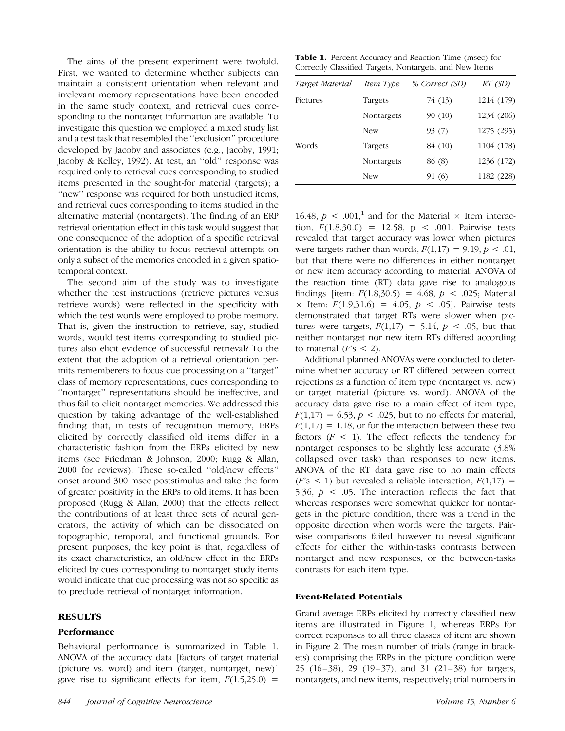The aims of the present experiment were twofold. First, we wanted to determine whether subjects can maintain a consistent orientation when relevant and irrelevant memory representations have been encoded in the same study context, and retrieval cues corresponding to the nontarget information are available. To investigate this question we employed a mixed study list and a test task that resembled the ''exclusion'' procedure developed by Jacoby and associates (e.g., Jacoby, 1991; Jacoby & Kelley, 1992). At test, an ''old'' response was required only to retrieval cues corresponding to studied items presented in the sought-for material (targets); a ''new'' response was required for both unstudied items, and retrieval cues corresponding to items studied in the alternative material (nontargets). The finding of an ERP retrieval orientation effect in this task would suggest that one consequence of the adoption of a specific retrieval orientation is the ability to focus retrieval attempts on only a subset of the memories encoded in a given spatiotemporal context.

The second aim of the study was to investigate whether the test instructions (retrieve pictures versus retrieve words) were reflected in the specificity with which the test words were employed to probe memory. That is, given the instruction to retrieve, say, studied words, would test items corresponding to studied pictures also elicit evidence of successful retrieval? To the extent that the adoption of a retrieval orientation permits rememberers to focus cue processing on a ''target'' class of memory representations, cues corresponding to ''nontarget'' representations should be ineffective, and thus fail to elicit nontarget memories. We addressed this question by taking advantage of the well-established finding that, in tests of recognition memory, ERPs elicited by correctly classified old items differ in a characteristic fashion from the ERPs elicited by new items (see Friedman & Johnson, 2000; Rugg & Allan, 2000 for reviews). These so-called ''old/new effects'' onset around 300 msec poststimulus and take the form of greater positivity in the ERPs to old items. It has been proposed (Rugg & Allan, 2000) that the effects reflect the contributions of at least three sets of neural generators, the activity of which can be dissociated on topographic, temporal, and functional grounds. For present purposes, the key point is that, regardless of its exact characteristics, an old/new effect in the ERPs elicited by cues corresponding to nontarget study items would indicate that cue processing was not so specific as to preclude retrieval of nontarget information.

## RESULTS

### Performance

Behavioral performance is summarized in Table 1. ANOVA of the accuracy data [factors of target material (picture vs. word) and item (target, nontarget, new)] gave rise to significant effects for item, $F(1.5,25.0) = 16.48$, $p < .001$,[1] and for the Material × Item interaction, $F(1.8,30.0) = 12.58$, $p < .001$. Pairwise tests revealed that target accuracy was lower when pictures were targets rather than words, $F(1,17) = 9.19$, $p < .01$, but that there were no differences in either nontarget or new item accuracy according to material. ANOVA of the reaction time (RT) data gave rise to analogous findings [item: $F(1.8,30.5) = 4.68$, $p < .025$; Material × Item: $F(1.9,31.6) = 4.05$, $p < .05$]. Pairwise tests demonstrated that target RTs were slower when pictures were targets, $F(1,17) = 5.14$, $p < .05$, but that neither nontarget nor new item RTs differed according to material ($F$'s $< 2$).

Additional planned ANOVAs were conducted to determine whether accuracy or RT differed between correct rejections as a function of item type (nontarget vs. new) or target material (picture vs. word). ANOVA of the accuracy data gave rise to a main effect of item type, $F(1,17) = 6.53$, $p < .025$, but to no effects for material, $F(1,17) = 1.18$, or for the interaction between these two factors ($F < 1$). The effect reflects the tendency for nontarget responses to be slightly less accurate (3.8% collapsed over task) than responses to new items. ANOVA of the RT data gave rise to no main effects ($F$'s $< 1$) but revealed a reliable interaction, $F(1,17) = 5.36$, $p < .05$. The interaction reflects the fact that whereas responses were somewhat quicker for nontargets in the picture condition, there was a trend in the opposite direction when words were the targets. Pairwise comparisons failed however to reveal significant effects for either the within-tasks contrasts between nontarget and new responses, or the between-tasks contrasts for each item type.

**Table 1.** Percent Accuracy and Reaction Time (msec) for Correctly Classified Targets, Nontargets, and New Items

| *Target Material* | *Item Type* | *% Correct (SD)* | *RT (SD)* |
|---|---|---|---|
| Pictures | Targets | 74 (13) | 1214 (179) |
| | Nontargets | 90 (10) | 1234 (206) |
| | New | 93 (7) | 1275 (295) |
| Words | Targets | 84 (10) | 1104 (178) |
| | Nontargets | 86 (8) | 1236 (172) |
| | New | 91 (6) | 1182 (228) |

### Event-Related Potentials

Grand average ERPs elicited by correctly classified new items are illustrated in Figure 1, whereas ERPs for correct responses to all three classes of item are shown in Figure 2. The mean number of trials (range in brackets) comprising the ERPs in the picture condition were 25 (16–38), 29 (19–37), and 31 (21–38) for targets, nontargets, and new items, respectively; trial numbers in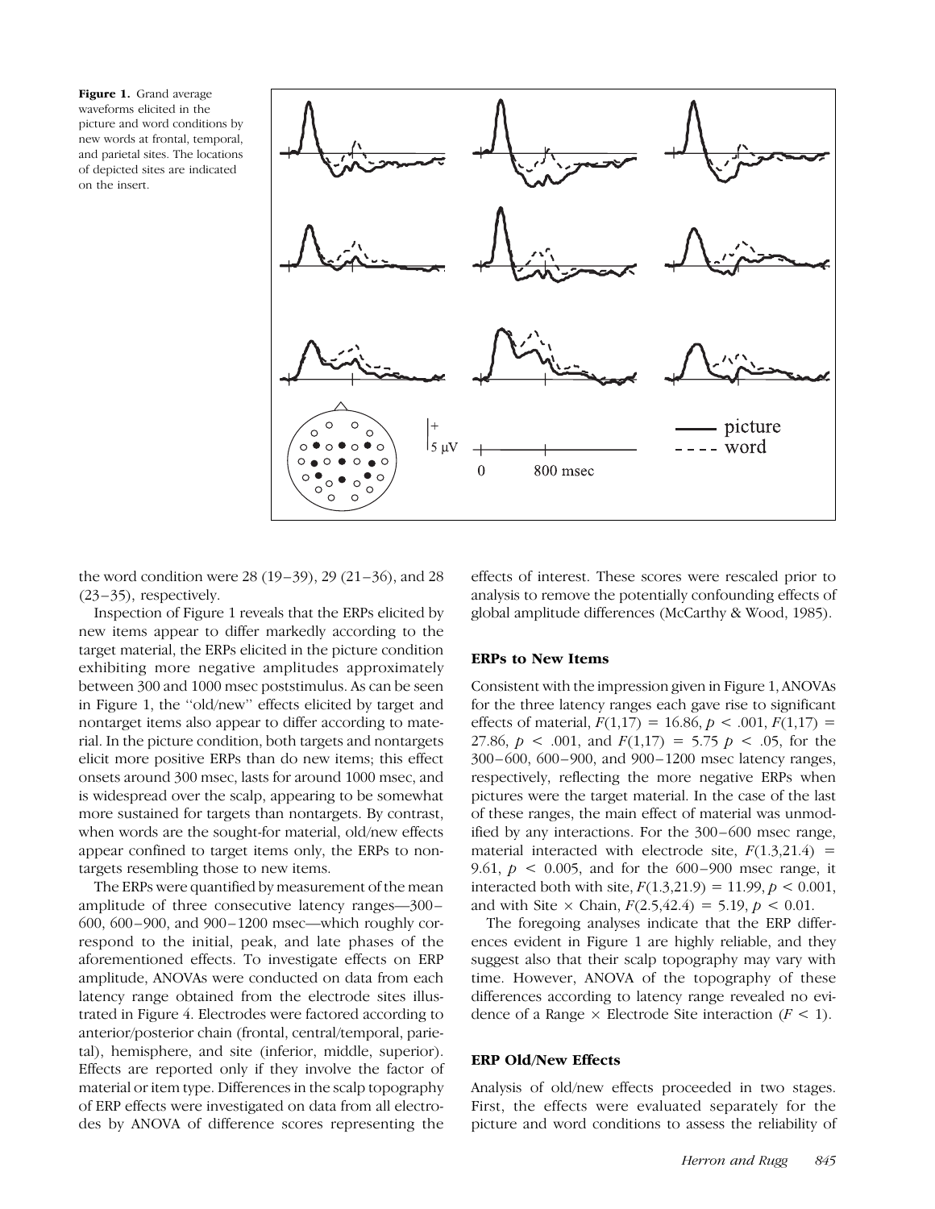Figure 1. Grand average waveforms elicited in the picture and word conditions by new words at frontal, temporal, and parietal sites. The locations of depicted sites are indicated on the insert.

+

5 μV

0

800 msec

picture

word

the word condition were 28 (19–39), 29 (21–36), and 28 (23–35), respectively.

Inspection of Figure 1 reveals that the ERPs elicited by new items appear to differ markedly according to the target material, the ERPs elicited in the picture condition exhibiting more negative amplitudes approximately between 300 and 1000 msec poststimulus. As can be seen in Figure 1, the "old/new" effects elicited by target and nontarget items also appear to differ according to material. In the picture condition, both targets and nontargets elicit more positive ERPs than do new items; this effect onsets around 300 msec, lasts for around 1000 msec, and is widespread over the scalp, appearing to be somewhat more sustained for targets than nontargets. By contrast, when words are the sought-for material, old/new effects appear confined to target items only, the ERPs to nontargets resembling those to new items.

The ERPs were quantified by measurement of the mean amplitude of three consecutive latency ranges—300–600, 600–900, and 900–1200 msec—which roughly correspond to the initial, peak, and late phases of the aforementioned effects. To investigate effects on ERP amplitude, ANOVAs were conducted on data from each latency range obtained from the electrode sites illustrated in Figure 4. Electrodes were factored according to anterior/posterior chain (frontal, central/temporal, parietal), hemisphere, and site (inferior, middle, superior). Effects are reported only if they involve the factor of material or item type. Differences in the scalp topography of ERP effects were investigated on data from all electrodes by ANOVA of difference scores representing the effects of interest. These scores were rescaled prior to analysis to remove the potentially confounding effects of global amplitude differences (McCarthy & Wood, 1985).

### ERPs to New Items

Consistent with the impression given in Figure 1, ANOVAs for the three latency ranges each gave rise to significant effects of material, $F(1,17) = 16.86$, $p < .001$, $F(1,17) = 27.86$, $p < .001$, and $F(1,17) = 5.75$ $p < .05$, for the 300–600, 600–900, and 900–1200 msec latency ranges, respectively, reflecting the more negative ERPs when pictures were the target material. In the case of the last of these ranges, the main effect of material was unmodified by any interactions. For the 300–600 msec range, material interacted with electrode site, $F(1.3,21.4) = 9.61$, $p < 0.005$, and for the 600–900 msec range, it interacted both with site, $F(1.3,21.9) = 11.99$, $p < 0.001$, and with Site $\times$ Chain, $F(2.5,42.4) = 5.19$, $p < 0.01$.

The foregoing analyses indicate that the ERP differences evident in Figure 1 are highly reliable, and they suggest also that their scalp topography may vary with time. However, ANOVA of the topography of these differences according to latency range revealed no evidence of a Range $\times$ Electrode Site interaction ($F < 1$).

### ERP Old/New Effects

Analysis of old/new effects proceeded in two stages. First, the effects were evaluated separately for the picture and word conditions to assess the reliability of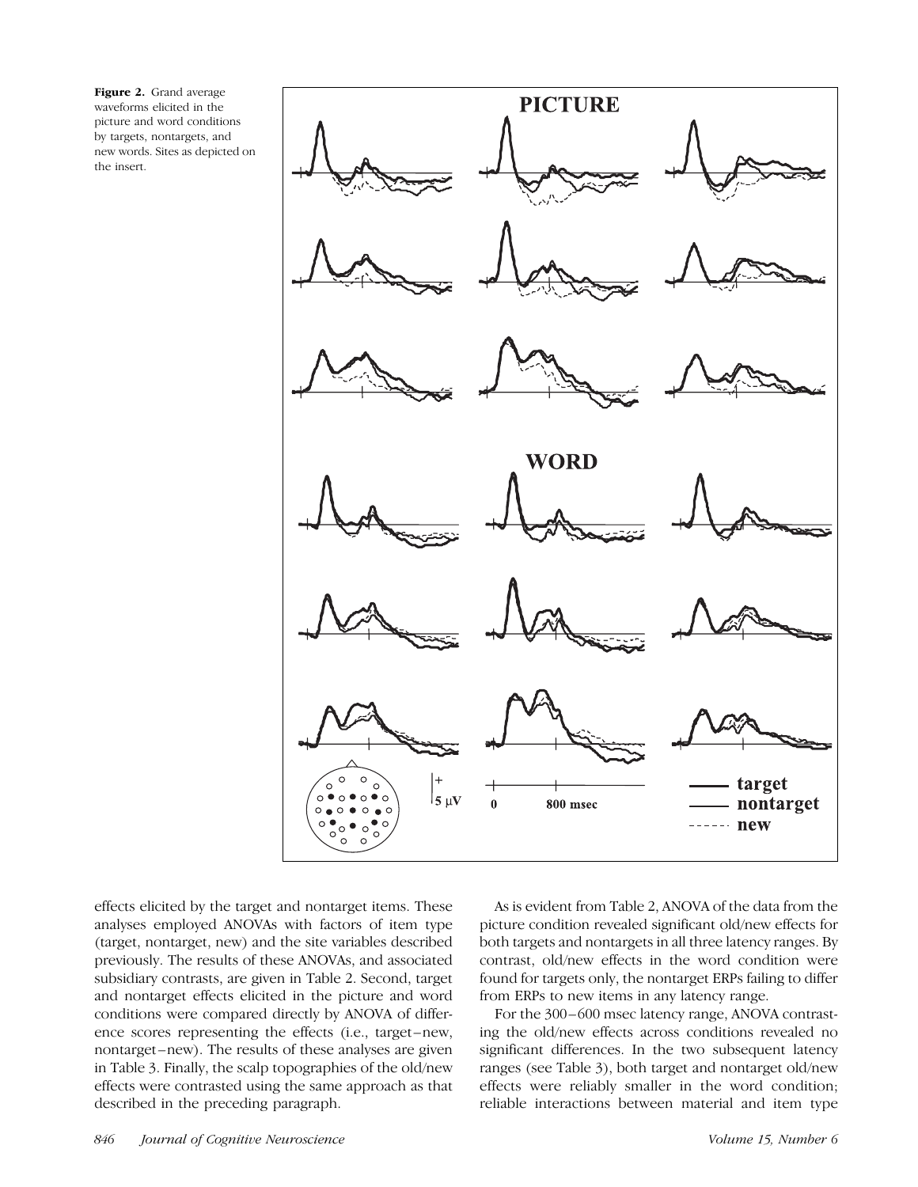**Figure 2.** Grand average waveforms elicited in the picture and word conditions by targets, nontargets, and new words. Sites as depicted on the insert.

PICTURE

WORD

+
5 μV

0 800 msec

target
nontarget
new

effects elicited by the target and nontarget items. These analyses employed ANOVAs with factors of item type (target, nontarget, new) and the site variables described previously. The results of these ANOVAs, and associated subsidiary contrasts, are given in Table 2. Second, target and nontarget effects elicited in the picture and word conditions were compared directly by ANOVA of difference scores representing the effects (i.e., target–new, nontarget–new). The results of these analyses are given in Table 3. Finally, the scalp topographies of the old/new effects were contrasted using the same approach as that described in the preceding paragraph.

As is evident from Table 2, ANOVA of the data from the picture condition revealed significant old/new effects for both targets and nontargets in all three latency ranges. By contrast, old/new effects in the word condition were found for targets only, the nontarget ERPs failing to differ from ERPs to new items in any latency range.

For the 300–600 msec latency range, ANOVA contrasting the old/new effects across conditions revealed no significant differences. In the two subsequent latency ranges (see Table 3), both target and nontarget old/new effects were reliably smaller in the word condition; reliable interactions between material and item type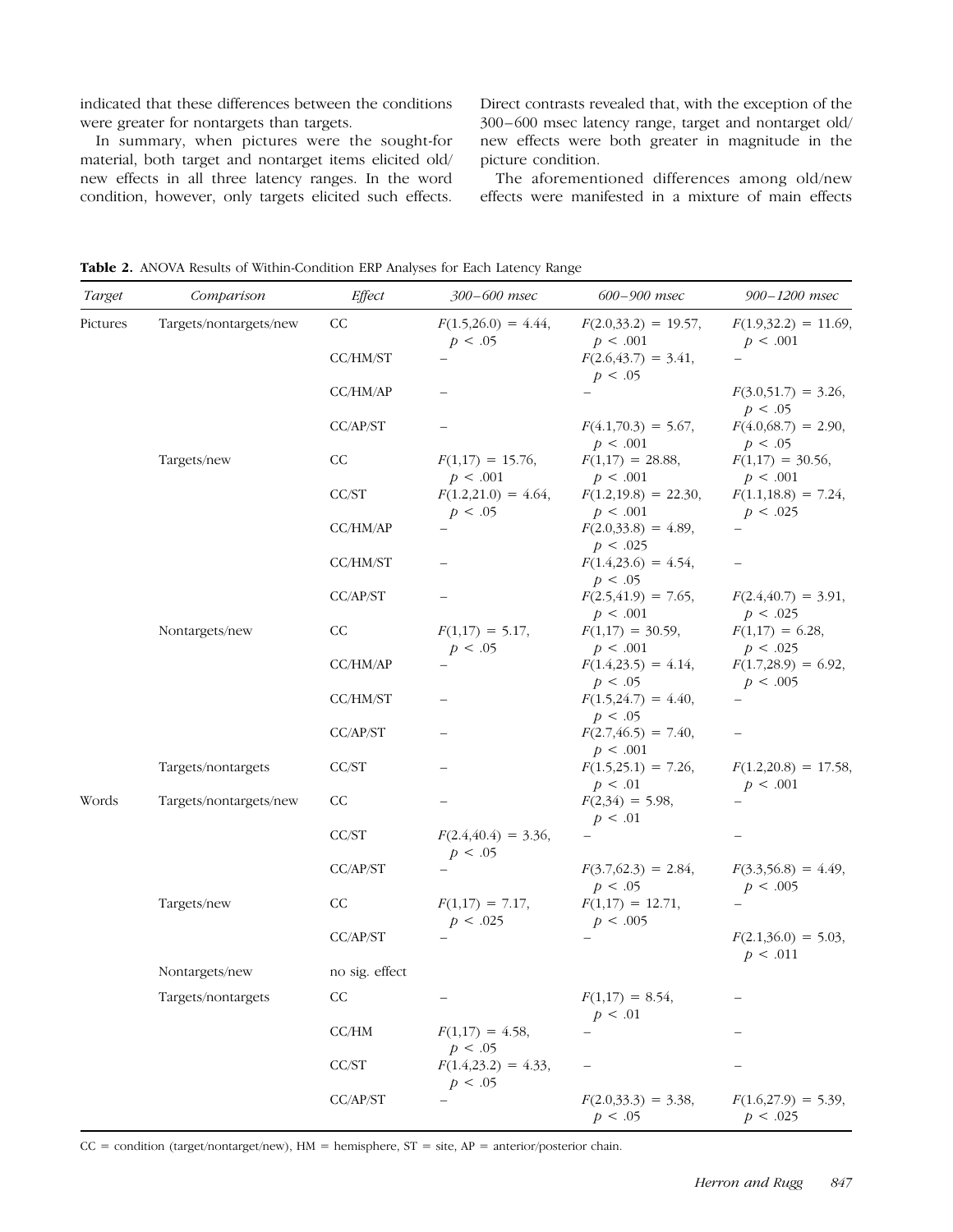indicated that these differences between the conditions were greater for nontargets than targets.

In summary, when pictures were the sought-for material, both target and nontarget items elicited old/new effects in all three latency ranges. In the word condition, however, only targets elicited such effects. Direct contrasts revealed that, with the exception of the 300–600 msec latency range, target and nontarget old/new effects were both greater in magnitude in the picture condition.

The aforementioned differences among old/new effects were manifested in a mixture of main effects

**Table 2.** ANOVA Results of Within-Condition ERP Analyses for Each Latency Range

| *Target* | *Comparison* | *Effect* | *300–600 msec* | *600–900 msec* | *900–1200 msec* |
|---|---|---|---|---|---|
| Pictures | Targets/nontargets/new | CC | $F(1.5,26.0) = 4.44$, $p < .05$ | $F(2.0,33.2) = 19.57$, $p < .001$ | $F(1.9,32.2) = 11.69$, $p < .001$ |
| | | CC/HM/ST | – | $F(2.6,43.7) = 3.41$, $p < .05$ | – |
| | | CC/HM/AP | – | – | $F(3.0,51.7) = 3.26$, $p < .05$ |
| | | CC/AP/ST | – | $F(4.1,70.3) = 5.67$, $p < .001$ | $F(4.0,68.7) = 2.90$, $p < .05$ |
| | Targets/new | CC | $F(1,17) = 15.76$, $p < .001$ | $F(1,17) = 28.88$, $p < .001$ | $F(1,17) = 30.56$, $p < .001$ |
| | | CC/ST | $F(1.2,21.0) = 4.64$, $p < .05$ | $F(1.2,19.8) = 22.30$, $p < .001$ | $F(1.1,18.8) = 7.24$, $p < .025$ |
| | | CC/HM/AP | – | $F(2.0,33.8) = 4.89$, $p < .025$ | – |
| | | CC/HM/ST | – | $F(1.4,23.6) = 4.54$, $p < .05$ | – |
| | | CC/AP/ST | – | $F(2.5,41.9) = 7.65$, $p < .001$ | $F(2.4,40.7) = 3.91$, $p < .025$ |
| | Nontargets/new | CC | $F(1,17) = 5.17$, $p < .05$ | $F(1,17) = 30.59$, $p < .001$ | $F(1,17) = 6.28$, $p < .025$ |
| | | CC/HM/AP | – | $F(1.4,23.5) = 4.14$, $p < .05$ | $F(1.7,28.9) = 6.92$, $p < .005$ |
| | | CC/HM/ST | – | $F(1.5,24.7) = 4.40$, $p < .05$ | – |
| | | CC/AP/ST | – | $F(2.7,46.5) = 7.40$, $p < .001$ | – |
| | Targets/nontargets | CC/ST | – | $F(1.5,25.1) = 7.26$, $p < .01$ | $F(1.2,20.8) = 17.58$, $p < .001$ |
| Words | Targets/nontargets/new | CC | – | $F(2,34) = 5.98$, $p < .01$ | – |
| | | CC/ST | $F(2.4,40.4) = 3.36$, $p < .05$ | – | – |
| | | CC/AP/ST | – | $F(3.7,62.3) = 2.84$, $p < .05$ | $F(3.3,56.8) = 4.49$, $p < .005$ |
| | Targets/new | CC | $F(1,17) = 7.17$, $p < .025$ | $F(1,17) = 12.71$, $p < .005$ | – |
| | | CC/AP/ST | – | – | $F(2.1,36.0) = 5.03$, $p < .011$ |
| | Nontargets/new | no sig. effect | | | |
| | Targets/nontargets | CC | – | $F(1,17) = 8.54$, $p < .01$ | – |
| | | CC/HM | $F(1,17) = 4.58$, $p < .05$ | – | – |
| | | CC/ST | $F(1.4,23.2) = 4.33$, $p < .05$ | – | – |
| | | CC/AP/ST | – | $F(2.0,33.3) = 3.38$, $p < .05$ | $F(1.6,27.9) = 5.39$, $p < .025$ |

CC = condition (target/nontarget/new), HM = hemisphere, ST = site, AP = anterior/posterior chain.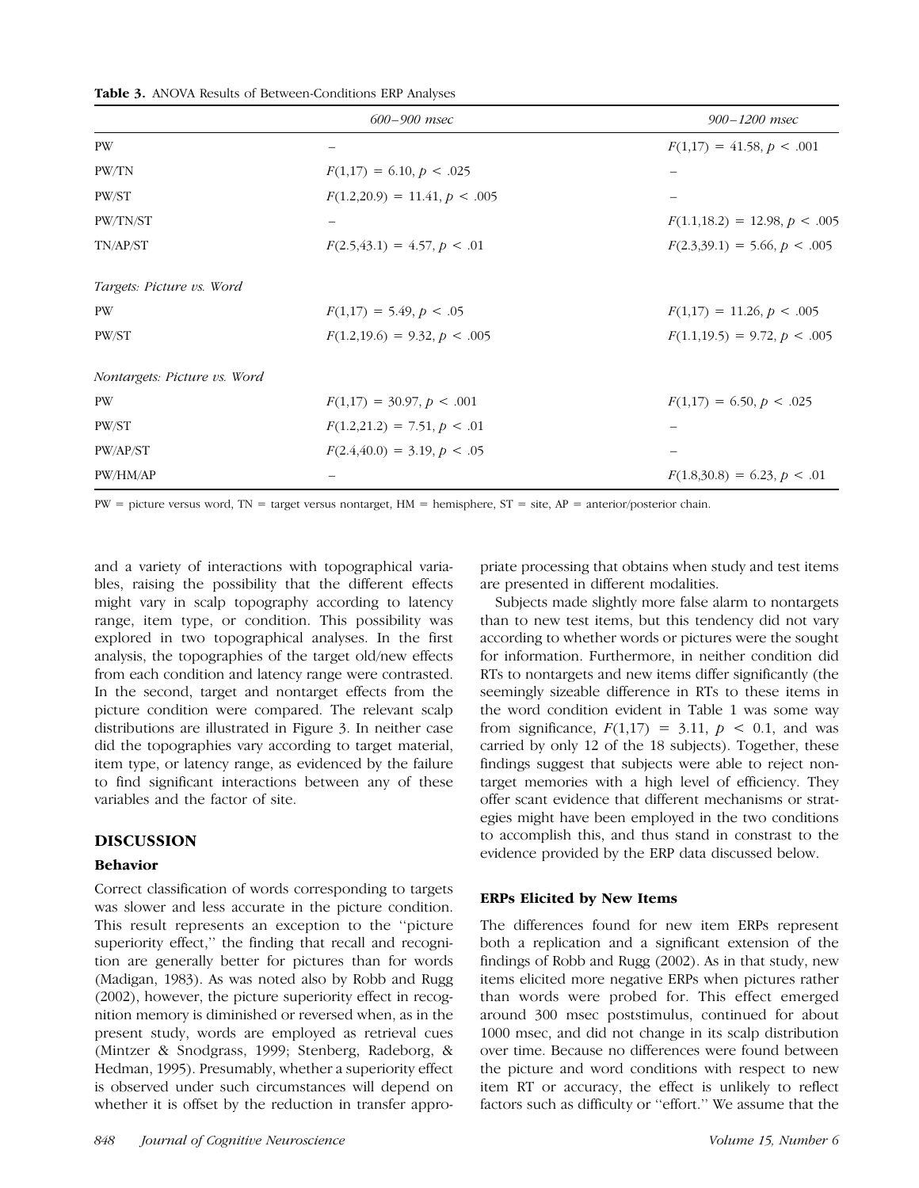**Table 3.** ANOVA Results of Between-Conditions ERP Analyses

| | *600–900 msec* | *900–1200 msec* |
|---|---|---|
| PW | – | $F(1,17) = 41.58, p < .001$ |
| PW/TN | $F(1,17) = 6.10, p < .025$ | – |
| PW/ST | $F(1.2,20.9) = 11.41, p < .005$ | – |
| PW/TN/ST | – | $F(1.1,18.2) = 12.98, p < .005$ |
| TN/AP/ST | $F(2.5,43.1) = 4.57, p < .01$ | $F(2.3,39.1) = 5.66, p < .005$ |
| *Targets: Picture vs. Word* | | |
| PW | $F(1,17) = 5.49, p < .05$ | $F(1,17) = 11.26, p < .005$ |
| PW/ST | $F(1.2,19.6) = 9.32, p < .005$ | $F(1.1,19.5) = 9.72, p < .005$ |
| *Nontargets: Picture vs. Word* | | |
| PW | $F(1,17) = 30.97, p < .001$ | $F(1,17) = 6.50, p < .025$ |
| PW/ST | $F(1.2,21.2) = 7.51, p < .01$ | – |
| PW/AP/ST | $F(2.4,40.0) = 3.19, p < .05$ | – |
| PW/HM/AP | – | $F(1.8,30.8) = 6.23, p < .01$ |

PW = picture versus word, TN = target versus nontarget, HM = hemisphere, ST = site, AP = anterior/posterior chain.

and a variety of interactions with topographical variables, raising the possibility that the different effects might vary in scalp topography according to latency range, item type, or condition. This possibility was explored in two topographical analyses. In the first analysis, the topographies of the target old/new effects from each condition and latency range were contrasted. In the second, target and nontarget effects from the picture condition were compared. The relevant scalp distributions are illustrated in Figure 3. In neither case did the topographies vary according to target material, item type, or latency range, as evidenced by the failure to find significant interactions between any of these variables and the factor of site.

## DISCUSSION

### Behavior

Correct classification of words corresponding to targets was slower and less accurate in the picture condition. This result represents an exception to the ''picture superiority effect,'' the finding that recall and recognition are generally better for pictures than for words (Madigan, 1983). As was noted also by Robb and Rugg (2002), however, the picture superiority effect in recognition memory is diminished or reversed when, as in the present study, words are employed as retrieval cues (Mintzer & Snodgrass, 1999; Stenberg, Radeborg, & Hedman, 1995). Presumably, whether a superiority effect is observed under such circumstances will depend on whether it is offset by the reduction in transfer appropriate processing that obtains when study and test items are presented in different modalities.

Subjects made slightly more false alarm to nontargets than to new test items, but this tendency did not vary according to whether words or pictures were the sought for information. Furthermore, in neither condition did RTs to nontargets and new items differ significantly (the seemingly sizeable difference in RTs to these items in the word condition evident in Table 1 was some way from significance, $F(1,17) = 3.11$, $p < 0.1$, and was carried by only 12 of the 18 subjects). Together, these findings suggest that subjects were able to reject nontarget memories with a high level of efficiency. They offer scant evidence that different mechanisms or strategies might have been employed in the two conditions to accomplish this, and thus stand in constrast to the evidence provided by the ERP data discussed below.

### ERPs Elicited by New Items

The differences found for new item ERPs represent both a replication and a significant extension of the findings of Robb and Rugg (2002). As in that study, new items elicited more negative ERPs when pictures rather than words were probed for. This effect emerged around 300 msec poststimulus, continued for about 1000 msec, and did not change in its scalp distribution over time. Because no differences were found between the picture and word conditions with respect to new item RT or accuracy, the effect is unlikely to reflect factors such as difficulty or ''effort.'' We assume that the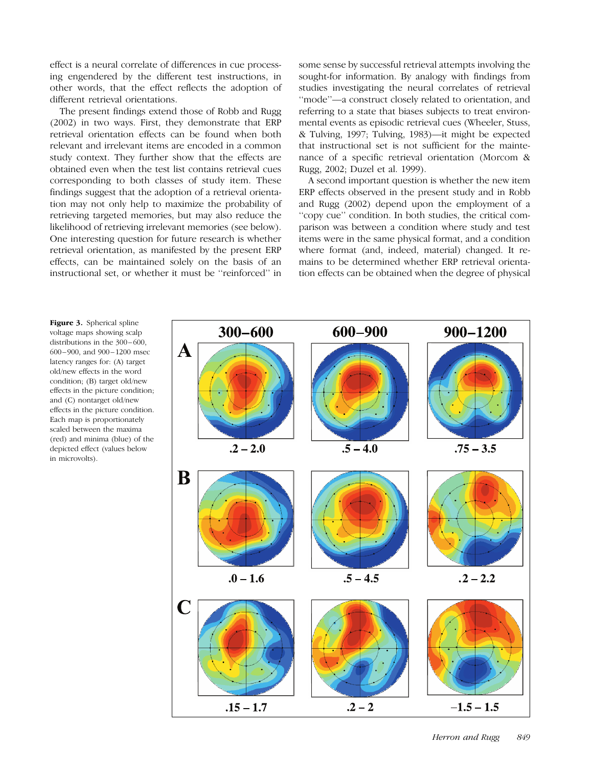effect is a neural correlate of differences in cue processing engendered by the different test instructions, in other words, that the effect reflects the adoption of different retrieval orientations.

The present findings extend those of Robb and Rugg (2002) in two ways. First, they demonstrate that ERP retrieval orientation effects can be found when both relevant and irrelevant items are encoded in a common study context. They further show that the effects are obtained even when the test list contains retrieval cues corresponding to both classes of study item. These findings suggest that the adoption of a retrieval orientation may not only help to maximize the probability of retrieving targeted memories, but may also reduce the likelihood of retrieving irrelevant memories (see below). One interesting question for future research is whether retrieval orientation, as manifested by the present ERP effects, can be maintained solely on the basis of an instructional set, or whether it must be "reinforced" in some sense by successful retrieval attempts involving the sought-for information. By analogy with findings from studies investigating the neural correlates of retrieval "mode"—a construct closely related to orientation, and referring to a state that biases subjects to treat environmental events as episodic retrieval cues (Wheeler, Stuss, & Tulving, 1997; Tulving, 1983)—it might be expected that instructional set is not sufficient for the maintenance of a specific retrieval orientation (Morcom & Rugg, 2002; Duzel et al. 1999).

A second important question is whether the new item ERP effects observed in the present study and in Robb and Rugg (2002) depend upon the employment of a "copy cue" condition. In both studies, the critical comparison was between a condition where study and test items were in the same physical format, and a condition where format (and, indeed, material) changed. It remains to be determined whether ERP retrieval orientation effects can be obtained when the degree of physical

300–600
600–900
900–1200
A
.2 – 2.0
.5 – 4.0
.75 – 3.5
B
.0 – 1.6
.5 – 4.5
.2 – 2.2
C
.15 – 1.7
.2 – 2
–1.5 – 1.5

**Figure 3.** Spherical spline voltage maps showing scalp distributions in the 300–600, 600–900, and 900–1200 msec latency ranges for: (A) target old/new effects in the word condition; (B) target old/new effects in the picture condition; and (C) nontarget old/new effects in the picture condition. Each map is proportionately scaled between the maxima (red) and minima (blue) of the depicted effect (values below in microvolts).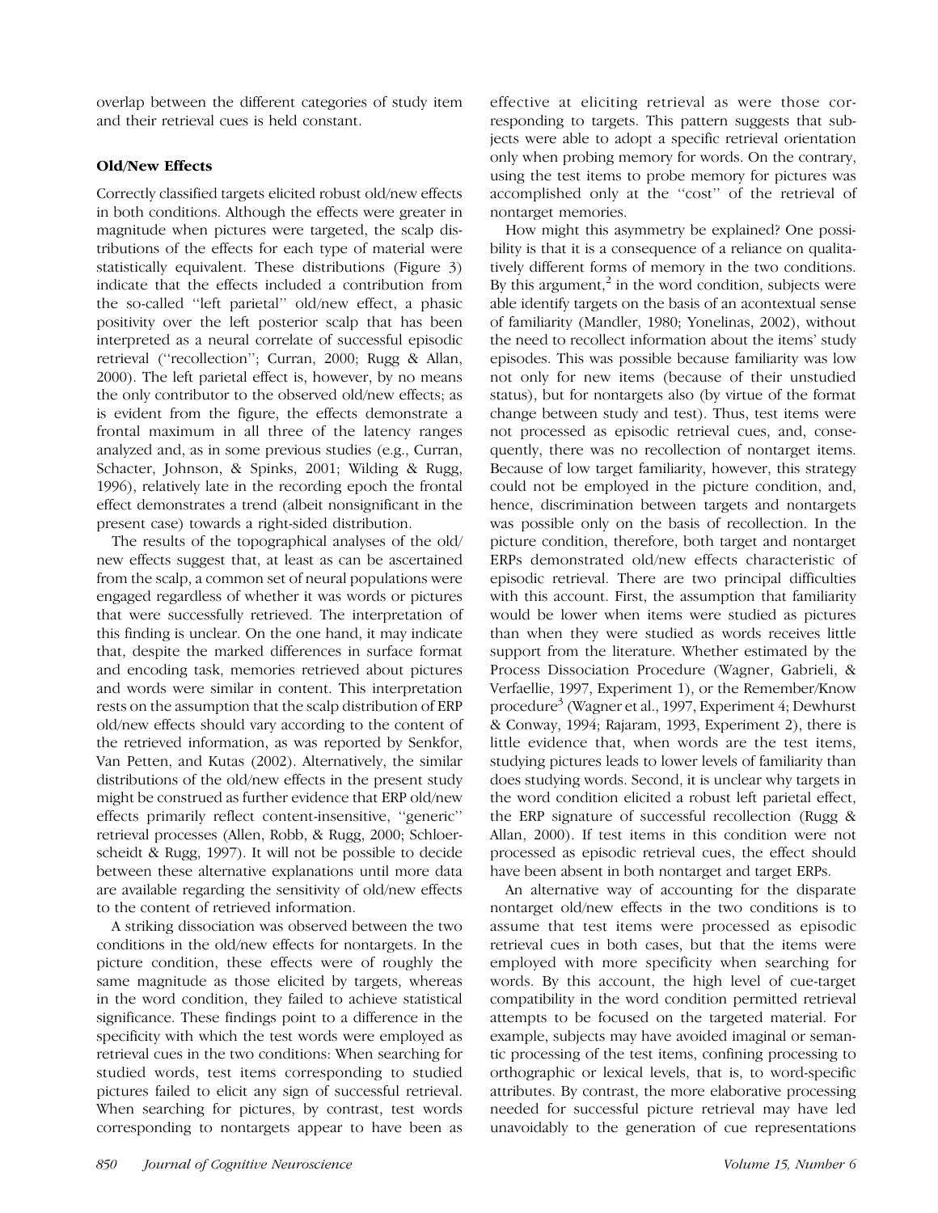overlap between the different categories of study item and their retrieval cues is held constant.

### Old/New Effects

Correctly classified targets elicited robust old/new effects in both conditions. Although the effects were greater in magnitude when pictures were targeted, the scalp distributions of the effects for each type of material were statistically equivalent. These distributions (Figure 3) indicate that the effects included a contribution from the so-called ''left parietal'' old/new effect, a phasic positivity over the left posterior scalp that has been interpreted as a neural correlate of successful episodic retrieval (''recollection''; Curran, 2000; Rugg & Allan, 2000). The left parietal effect is, however, by no means the only contributor to the observed old/new effects; as is evident from the figure, the effects demonstrate a frontal maximum in all three of the latency ranges analyzed and, as in some previous studies (e.g., Curran, Schacter, Johnson, & Spinks, 2001; Wilding & Rugg, 1996), relatively late in the recording epoch the frontal effect demonstrates a trend (albeit nonsignificant in the present case) towards a right-sided distribution.

The results of the topographical analyses of the old/new effects suggest that, at least as can be ascertained from the scalp, a common set of neural populations were engaged regardless of whether it was words or pictures that were successfully retrieved. The interpretation of this finding is unclear. On the one hand, it may indicate that, despite the marked differences in surface format and encoding task, memories retrieved about pictures and words were similar in content. This interpretation rests on the assumption that the scalp distribution of ERP old/new effects should vary according to the content of the retrieved information, as was reported by Senkfor, Van Petten, and Kutas (2002). Alternatively, the similar distributions of the old/new effects in the present study might be construed as further evidence that ERP old/new effects primarily reflect content-insensitive, ''generic'' retrieval processes (Allen, Robb, & Rugg, 2000; Schloerscheidt & Rugg, 1997). It will not be possible to decide between these alternative explanations until more data are available regarding the sensitivity of old/new effects to the content of retrieved information.

A striking dissociation was observed between the two conditions in the old/new effects for nontargets. In the picture condition, these effects were of roughly the same magnitude as those elicited by targets, whereas in the word condition, they failed to achieve statistical significance. These findings point to a difference in the specificity with which the test words were employed as retrieval cues in the two conditions: When searching for studied words, test items corresponding to studied pictures failed to elicit any sign of successful retrieval. When searching for pictures, by contrast, test words corresponding to nontargets appear to have been as effective at eliciting retrieval as were those corresponding to targets. This pattern suggests that subjects were able to adopt a specific retrieval orientation only when probing memory for words. On the contrary, using the test items to probe memory for pictures was accomplished only at the ''cost'' of the retrieval of nontarget memories.

How might this asymmetry be explained? One possibility is that it is a consequence of a reliance on qualitatively different forms of memory in the two conditions. By this argument,[2] in the word condition, subjects were able identify targets on the basis of an acontextual sense of familiarity (Mandler, 1980; Yonelinas, 2002), without the need to recollect information about the items' study episodes. This was possible because familiarity was low not only for new items (because of their unstudied status), but for nontargets also (by virtue of the format change between study and test). Thus, test items were not processed as episodic retrieval cues, and, consequently, there was no recollection of nontarget items. Because of low target familiarity, however, this strategy could not be employed in the picture condition, and, hence, discrimination between targets and nontargets was possible only on the basis of recollection. In the picture condition, therefore, both target and nontarget ERPs demonstrated old/new effects characteristic of episodic retrieval. There are two principal difficulties with this account. First, the assumption that familiarity would be lower when items were studied as pictures than when they were studied as words receives little support from the literature. Whether estimated by the Process Dissociation Procedure (Wagner, Gabrieli, & Verfaellie, 1997, Experiment 1), or the Remember/Know procedure[3] (Wagner et al., 1997, Experiment 4; Dewhurst & Conway, 1994; Rajaram, 1993, Experiment 2), there is little evidence that, when words are the test items, studying pictures leads to lower levels of familiarity than does studying words. Second, it is unclear why targets in the word condition elicited a robust left parietal effect, the ERP signature of successful recollection (Rugg & Allan, 2000). If test items in this condition were not processed as episodic retrieval cues, the effect should have been absent in both nontarget and target ERPs.

An alternative way of accounting for the disparate nontarget old/new effects in the two conditions is to assume that test items were processed as episodic retrieval cues in both cases, but that the items were employed with more specificity when searching for words. By this account, the high level of cue-target compatibility in the word condition permitted retrieval attempts to be focused on the targeted material. For example, subjects may have avoided imaginal or semantic processing of the test items, confining processing to orthographic or lexical levels, that is, to word-specific attributes. By contrast, the more elaborative processing needed for successful picture retrieval may have led unavoidably to the generation of cue representations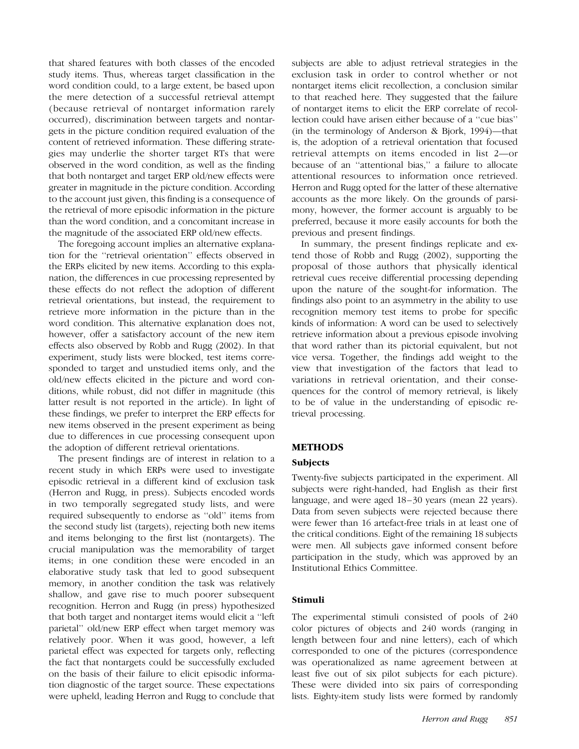that shared features with both classes of the encoded study items. Thus, whereas target classification in the word condition could, to a large extent, be based upon the mere detection of a successful retrieval attempt (because retrieval of nontarget information rarely occurred), discrimination between targets and nontargets in the picture condition required evaluation of the content of retrieved information. These differing strategies may underlie the shorter target RTs that were observed in the word condition, as well as the finding that both nontarget and target ERP old/new effects were greater in magnitude in the picture condition. According to the account just given, this finding is a consequence of the retrieval of more episodic information in the picture than the word condition, and a concomitant increase in the magnitude of the associated ERP old/new effects.

The foregoing account implies an alternative explanation for the ''retrieval orientation'' effects observed in the ERPs elicited by new items. According to this explanation, the differences in cue processing represented by these effects do not reflect the adoption of different retrieval orientations, but instead, the requirement to retrieve more information in the picture than in the word condition. This alternative explanation does not, however, offer a satisfactory account of the new item effects also observed by Robb and Rugg (2002). In that experiment, study lists were blocked, test items corresponded to target and unstudied items only, and the old/new effects elicited in the picture and word conditions, while robust, did not differ in magnitude (this latter result is not reported in the article). In light of these findings, we prefer to interpret the ERP effects for new items observed in the present experiment as being due to differences in cue processing consequent upon the adoption of different retrieval orientations.

The present findings are of interest in relation to a recent study in which ERPs were used to investigate episodic retrieval in a different kind of exclusion task (Herron and Rugg, in press). Subjects encoded words in two temporally segregated study lists, and were required subsequently to endorse as ''old'' items from the second study list (targets), rejecting both new items and items belonging to the first list (nontargets). The crucial manipulation was the memorability of target items; in one condition these were encoded in an elaborative study task that led to good subsequent memory, in another condition the task was relatively shallow, and gave rise to much poorer subsequent recognition. Herron and Rugg (in press) hypothesized that both target and nontarget items would elicit a ''left parietal'' old/new ERP effect when target memory was relatively poor. When it was good, however, a left parietal effect was expected for targets only, reflecting the fact that nontargets could be successfully excluded on the basis of their failure to elicit episodic information diagnostic of the target source. These expectations were upheld, leading Herron and Rugg to conclude that subjects are able to adjust retrieval strategies in the exclusion task in order to control whether or not nontarget items elicit recollection, a conclusion similar to that reached here. They suggested that the failure of nontarget items to elicit the ERP correlate of recollection could have arisen either because of a ''cue bias'' (in the terminology of Anderson & Bjork, 1994)—that is, the adoption of a retrieval orientation that focused retrieval attempts on items encoded in list 2—or because of an ''attentional bias,'' a failure to allocate attentional resources to information once retrieved. Herron and Rugg opted for the latter of these alternative accounts as the more likely. On the grounds of parsimony, however, the former account is arguably to be preferred, because it more easily accounts for both the previous and present findings.

In summary, the present findings replicate and extend those of Robb and Rugg (2002), supporting the proposal of those authors that physically identical retrieval cues receive differential processing depending upon the nature of the sought-for information. The findings also point to an asymmetry in the ability to use recognition memory test items to probe for specific kinds of information: A word can be used to selectively retrieve information about a previous episode involving that word rather than its pictorial equivalent, but not vice versa. Together, the findings add weight to the view that investigation of the factors that lead to variations in retrieval orientation, and their consequences for the control of memory retrieval, is likely to be of value in the understanding of episodic retrieval processing.

## METHODS

### Subjects

Twenty-five subjects participated in the experiment. All subjects were right-handed, had English as their first language, and were aged 18–30 years (mean 22 years). Data from seven subjects were rejected because there were fewer than 16 artefact-free trials in at least one of the critical conditions. Eight of the remaining 18 subjects were men. All subjects gave informed consent before participation in the study, which was approved by an Institutional Ethics Committee.

### Stimuli

The experimental stimuli consisted of pools of 240 color pictures of objects and 240 words (ranging in length between four and nine letters), each of which corresponded to one of the pictures (correspondence was operationalized as name agreement between at least five out of six pilot subjects for each picture). These were divided into six pairs of corresponding lists. Eighty-item study lists were formed by randomly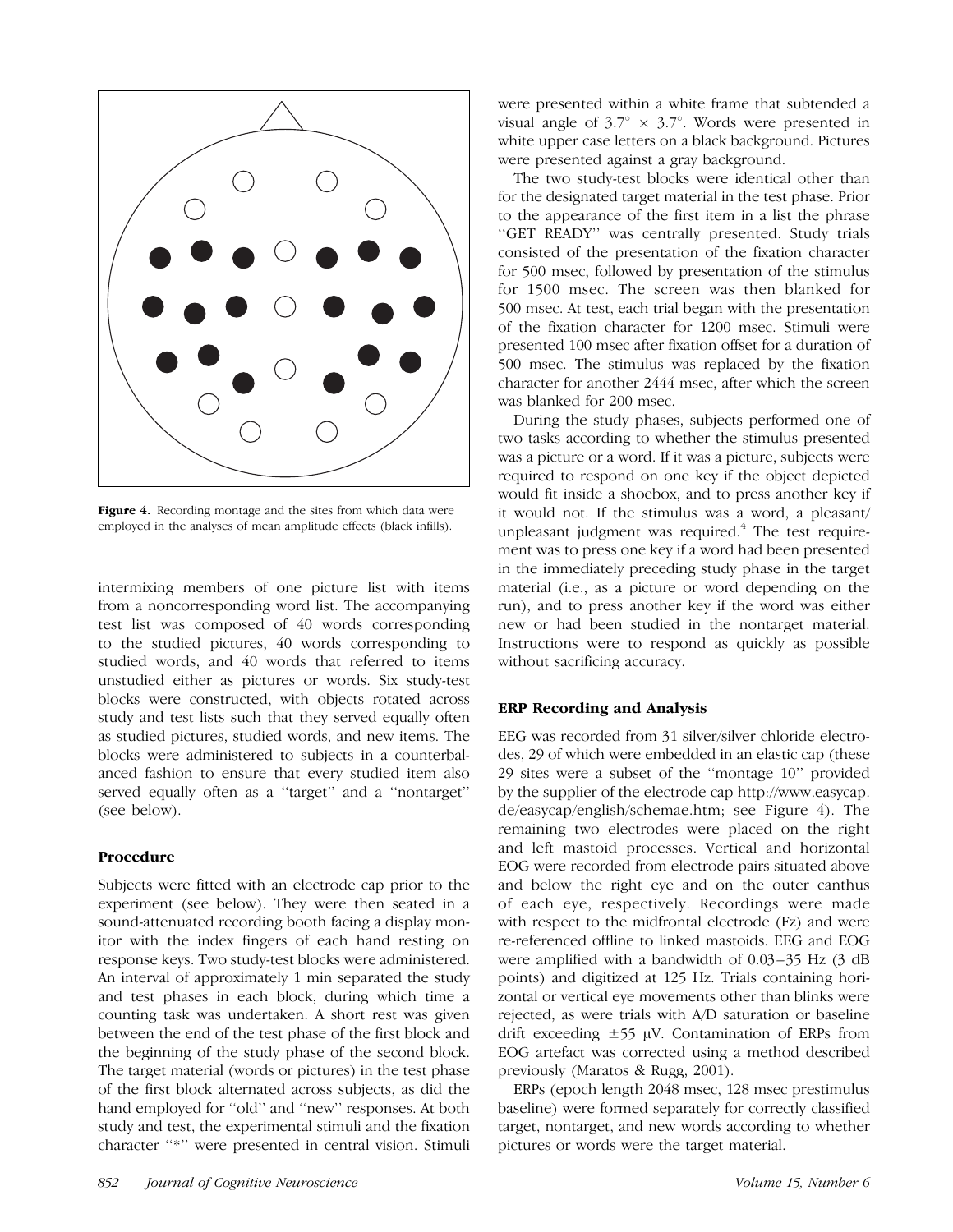**Figure 4.** Recording montage and the sites from which data were employed in the analyses of mean amplitude effects (black infills).

intermixing members of one picture list with items from a noncorresponding word list. The accompanying test list was composed of 40 words corresponding to the studied pictures, 40 words corresponding to studied words, and 40 words that referred to items unstudied either as pictures or words. Six study-test blocks were constructed, with objects rotated across study and test lists such that they served equally often as studied pictures, studied words, and new items. The blocks were administered to subjects in a counterbalanced fashion to ensure that every studied item also served equally often as a ''target'' and a ''nontarget'' (see below).

### Procedure

Subjects were fitted with an electrode cap prior to the experiment (see below). They were then seated in a sound-attenuated recording booth facing a display monitor with the index fingers of each hand resting on response keys. Two study-test blocks were administered. An interval of approximately 1 min separated the study and test phases in each block, during which time a counting task was undertaken. A short rest was given between the end of the test phase of the first block and the beginning of the study phase of the second block. The target material (words or pictures) in the test phase of the first block alternated across subjects, as did the hand employed for ''old'' and ''new'' responses. At both study and test, the experimental stimuli and the fixation character ''*'' were presented in central vision. Stimuli were presented within a white frame that subtended a visual angle of $3.7^\circ \times 3.7^\circ$. Words were presented in white upper case letters on a black background. Pictures were presented against a gray background.

The two study-test blocks were identical other than for the designated target material in the test phase. Prior to the appearance of the first item in a list the phrase ''GET READY'' was centrally presented. Study trials consisted of the presentation of the fixation character for 500 msec, followed by presentation of the stimulus for 1500 msec. The screen was then blanked for 500 msec. At test, each trial began with the presentation of the fixation character for 1200 msec. Stimuli were presented 100 msec after fixation offset for a duration of 500 msec. The stimulus was replaced by the fixation character for another 2444 msec, after which the screen was blanked for 200 msec.

During the study phases, subjects performed one of two tasks according to whether the stimulus presented was a picture or a word. If it was a picture, subjects were required to respond on one key if the object depicted would fit inside a shoebox, and to press another key if it would not. If the stimulus was a word, a pleasant/unpleasant judgment was required.[4] The test requirement was to press one key if a word had been presented in the immediately preceding study phase in the target material (i.e., as a picture or word depending on the run), and to press another key if the word was either new or had been studied in the nontarget material. Instructions were to respond as quickly as possible without sacrificing accuracy.

### ERP Recording and Analysis

EEG was recorded from 31 silver/silver chloride electrodes, 29 of which were embedded in an elastic cap (these 29 sites were a subset of the ''montage 10'' provided by the supplier of the electrode cap http://www.easycap.de/easycap/english/schemae.htm; see Figure 4). The remaining two electrodes were placed on the right and left mastoid processes. Vertical and horizontal EOG were recorded from electrode pairs situated above and below the right eye and on the outer canthus of each eye, respectively. Recordings were made with respect to the midfrontal electrode (Fz) and were re-referenced offline to linked mastoids. EEG and EOG were amplified with a bandwidth of 0.03–35 Hz (3 dB points) and digitized at 125 Hz. Trials containing horizontal or vertical eye movements other than blinks were rejected, as were trials with A/D saturation or baseline drift exceeding $\pm 55$ μV. Contamination of ERPs from EOG artefact was corrected using a method described previously (Maratos & Rugg, 2001).

ERPs (epoch length 2048 msec, 128 msec prestimulus baseline) were formed separately for correctly classified target, nontarget, and new words according to whether pictures or words were the target material.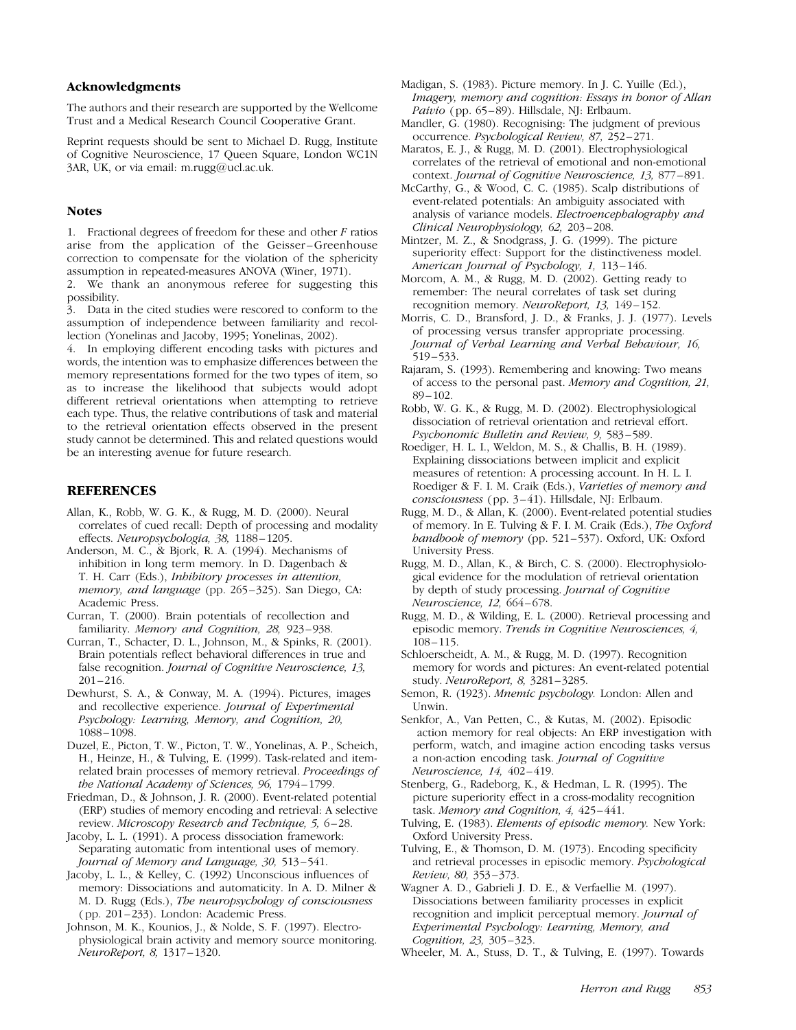### Acknowledgments

The authors and their research are supported by the Wellcome Trust and a Medical Research Council Cooperative Grant.

Reprint requests should be sent to Michael D. Rugg, Institute of Cognitive Neuroscience, 17 Queen Square, London WC1N 3AR, UK, or via email: m.rugg@ucl.ac.uk.

### Notes

1. Fractional degrees of freedom for these and other *F* ratios arise from the application of the Geisser–Greenhouse correction to compensate for the violation of the sphericity assumption in repeated-measures ANOVA (Winer, 1971).
2. We thank an anonymous referee for suggesting this possibility.
3. Data in the cited studies were rescored to conform to the assumption of independence between familiarity and recollection (Yonelinas and Jacoby, 1995; Yonelinas, 2002).
4. In employing different encoding tasks with pictures and words, the intention was to emphasize differences between the memory representations formed for the two types of item, so as to increase the likelihood that subjects would adopt different retrieval orientations when attempting to retrieve each type. Thus, the relative contributions of task and material to the retrieval orientation effects observed in the present study cannot be determined. This and related questions would be an interesting avenue for future research.

## REFERENCES

Allan, K., Robb, W. G. K., & Rugg, M. D. (2000). Neural correlates of cued recall: Depth of processing and modality effects. *Neuropsychologia, 38,* 1188–1205.

Anderson, M. C., & Bjork, R. A. (1994). Mechanisms of inhibition in long term memory. In D. Dagenbach & T. H. Carr (Eds.), *Inhibitory processes in attention, memory, and language* (pp. 265–325). San Diego, CA: Academic Press.

Curran, T. (2000). Brain potentials of recollection and familiarity. *Memory and Cognition, 28,* 923–938.

Curran, T., Schacter, D. L., Johnson, M., & Spinks, R. (2001). Brain potentials reflect behavioral differences in true and false recognition. *Journal of Cognitive Neuroscience, 13,* 201–216.

Dewhurst, S. A., & Conway, M. A. (1994). Pictures, images and recollective experience. *Journal of Experimental Psychology: Learning, Memory, and Cognition, 20,* 1088–1098.

Duzel, E., Picton, T. W., Picton, T. W., Yonelinas, A. P., Scheich, H., Heinze, H., & Tulving, E. (1999). Task-related and item-related brain processes of memory retrieval. *Proceedings of the National Academy of Sciences, 96,* 1794–1799.

Friedman, D., & Johnson, J. R. (2000). Event-related potential (ERP) studies of memory encoding and retrieval: A selective review. *Microscopy Research and Technique, 5,* 6–28.

Jacoby, L. L. (1991). A process dissociation framework: Separating automatic from intentional uses of memory. *Journal of Memory and Language, 30,* 513–541.

Jacoby, L. L., & Kelley, C. (1992) Unconscious influences of memory: Dissociations and automaticity. In A. D. Milner & M. D. Rugg (Eds.), *The neuropsychology of consciousness* (pp. 201–233). London: Academic Press.

Johnson, M. K., Kounios, J., & Nolde, S. F. (1997). Electrophysiological brain activity and memory source monitoring. *NeuroReport, 8,* 1317–1320.

Madigan, S. (1983). Picture memory. In J. C. Yuille (Ed.), *Imagery, memory and cognition: Essays in honor of Allan Paivio* (pp. 65–89). Hillsdale, NJ: Erlbaum.

Mandler, G. (1980). Recognising: The judgment of previous occurrence. *Psychological Review, 87,* 252–271.

Maratos, E. J., & Rugg, M. D. (2001). Electrophysiological correlates of the retrieval of emotional and non-emotional context. *Journal of Cognitive Neuroscience, 13,* 877–891.

McCarthy, G., & Wood, C. C. (1985). Scalp distributions of event-related potentials: An ambiguity associated with analysis of variance models. *Electroencephalography and Clinical Neurophysiology, 62,* 203–208.

Mintzer, M. Z., & Snodgrass, J. G. (1999). The picture superiority effect: Support for the distinctiveness model. *American Journal of Psychology, 1,* 113–146.

Morcom, A. M., & Rugg, M. D. (2002). Getting ready to remember: The neural correlates of task set during recognition memory. *NeuroReport, 13,* 149–152.

Morris, C. D., Bransford, J. D., & Franks, J. J. (1977). Levels of processing versus transfer appropriate processing. *Journal of Verbal Learning and Verbal Behaviour, 16,* 519–533.

Rajaram, S. (1993). Remembering and knowing: Two means of access to the personal past. *Memory and Cognition, 21,* 89–102.

Robb, W. G. K., & Rugg, M. D. (2002). Electrophysiological dissociation of retrieval orientation and retrieval effort. *Psychonomic Bulletin and Review, 9,* 583–589.

Roediger, H. L. I., Weldon, M. S., & Challis, B. H. (1989). Explaining dissociations between implicit and explicit measures of retention: A processing account. In H. L. I. Roediger & F. I. M. Craik (Eds.), *Varieties of memory and consciousness* (pp. 3–41). Hillsdale, NJ: Erlbaum.

Rugg, M. D., & Allan, K. (2000). Event-related potential studies of memory. In E. Tulving & F. I. M. Craik (Eds.), *The Oxford handbook of memory* (pp. 521–537). Oxford, UK: Oxford University Press.

Rugg, M. D., Allan, K., & Birch, C. S. (2000). Electrophysiological evidence for the modulation of retrieval orientation by depth of study processing. *Journal of Cognitive Neuroscience, 12,* 664–678.

Rugg, M. D., & Wilding, E. L. (2000). Retrieval processing and episodic memory. *Trends in Cognitive Neurosciences, 4,* 108–115.

Schloerscheidt, A. M., & Rugg, M. D. (1997). Recognition memory for words and pictures: An event-related potential study. *NeuroReport, 8,* 3281–3285.

Semon, R. (1923). *Mnemic psychology.* London: Allen and Unwin.

Senkfor, A., Van Petten, C., & Kutas, M. (2002). Episodic action memory for real objects: An ERP investigation with perform, watch, and imagine action encoding tasks versus a non-action encoding task. *Journal of Cognitive Neuroscience, 14,* 402–419.

Stenberg, G., Radeborg, K., & Hedman, L. R. (1995). The picture superiority effect in a cross-modality recognition task. *Memory and Cognition, 4,* 425–441.

Tulving, E. (1983). *Elements of episodic memory.* New York: Oxford University Press.

Tulving, E., & Thomson, D. M. (1973). Encoding specificity and retrieval processes in episodic memory. *Psychological Review, 80,* 353–373.

Wagner A. D., Gabrieli J. D. E., & Verfaellie M. (1997). Dissociations between familiarity processes in explicit recognition and implicit perceptual memory. *Journal of Experimental Psychology: Learning, Memory, and Cognition, 23,* 305–323.

Wheeler, M. A., Stuss, D. T., & Tulving, E. (1997). Towards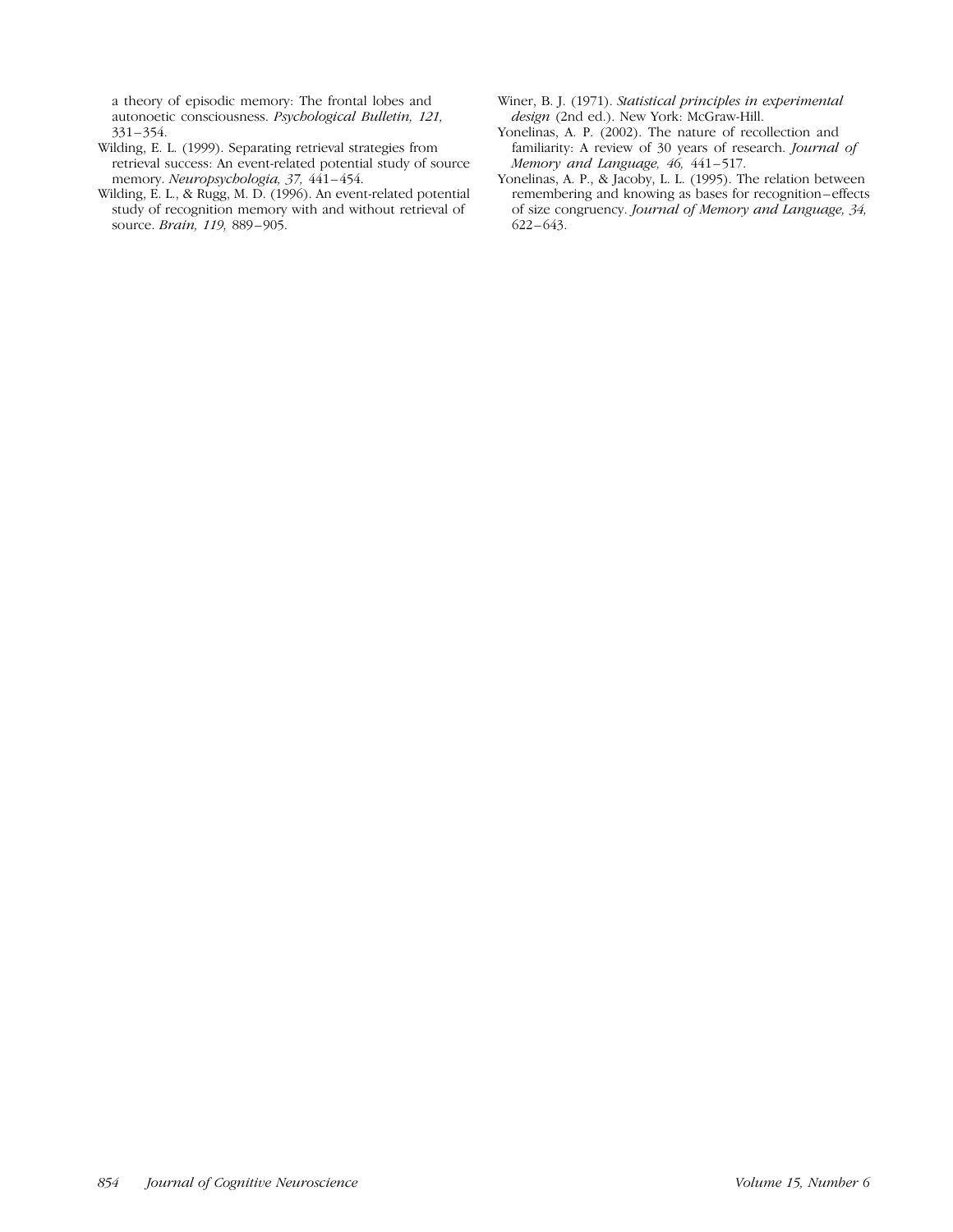a theory of episodic memory: The frontal lobes and autonoetic consciousness. *Psychological Bulletin, 121,* 331–354.

Wilding, E. L. (1999). Separating retrieval strategies from retrieval success: An event-related potential study of source memory. *Neuropsychologia, 37,* 441–454.

Wilding, E. L., & Rugg, M. D. (1996). An event-related potential study of recognition memory with and without retrieval of source. *Brain, 119,* 889–905.

Winer, B. J. (1971). *Statistical principles in experimental design* (2nd ed.). New York: McGraw-Hill.

Yonelinas, A. P. (2002). The nature of recollection and familiarity: A review of 30 years of research. *Journal of Memory and Language, 46,* 441–517.

Yonelinas, A. P., & Jacoby, L. L. (1995). The relation between remembering and knowing as bases for recognition–effects of size congruency. *Journal of Memory and Language, 34,* 622–643.